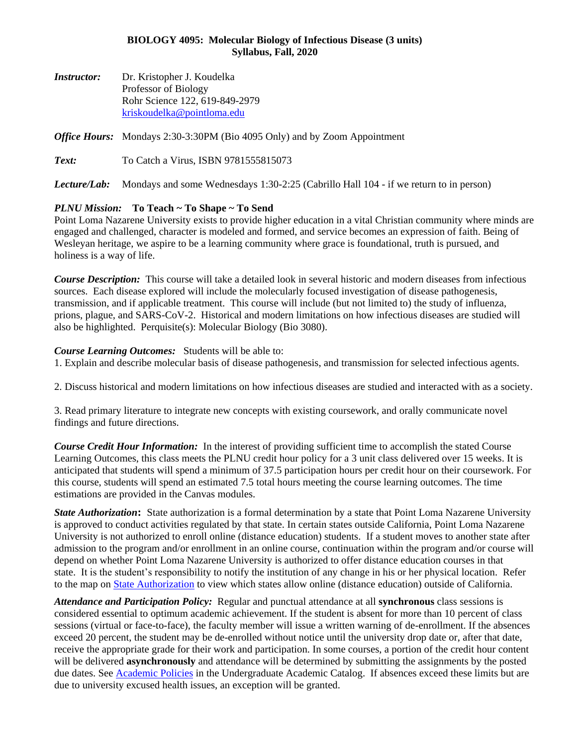# BIOLOGY 4095: Molecular Biology of Infectious Disease (3 units)
## Syllabus, Fall, 2020

***Instructor:*** Dr. Kristopher J. Koudelka
Professor of Biology
Rohr Science 122, 619-849-2979
[kriskoudelka@pointloma.edu](mailto:kriskoudelka@pointloma.edu)

***Office Hours:*** Mondays 2:30-3:30PM (Bio 4095 Only) and by Zoom Appointment

***Text:*** To Catch a Virus, ISBN 9781555815073

***Lecture/Lab:*** Mondays and some Wednesdays 1:30-2:25 (Cabrillo Hall 104 - if we return to in person)

***PLNU Mission:*** **To Teach ~ To Shape ~ To Send**
Point Loma Nazarene University exists to provide higher education in a vital Christian community where minds are engaged and challenged, character is modeled and formed, and service becomes an expression of faith. Being of Wesleyan heritage, we aspire to be a learning community where grace is foundational, truth is pursued, and holiness is a way of life.

***Course Description:*** This course will take a detailed look in several historic and modern diseases from infectious sources. Each disease explored will include the molecularly focused investigation of disease pathogenesis, transmission, and if applicable treatment. This course will include (but not limited to) the study of influenza, prions, plague, and SARS-CoV-2. Historical and modern limitations on how infectious diseases are studied will also be highlighted. Perquisite(s): Molecular Biology (Bio 3080).

***Course Learning Outcomes:*** Students will be able to:

1. Explain and describe molecular basis of disease pathogenesis, and transmission for selected infectious agents.

2. Discuss historical and modern limitations on how infectious diseases are studied and interacted with as a society.

3. Read primary literature to integrate new concepts with existing coursework, and orally communicate novel findings and future directions.

***Course Credit Hour Information:*** In the interest of providing sufficient time to accomplish the stated Course Learning Outcomes, this class meets the PLNU credit hour policy for a 3 unit class delivered over 15 weeks. It is anticipated that students will spend a minimum of 37.5 participation hours per credit hour on their coursework. For this course, students will spend an estimated 7.5 total hours meeting the course learning outcomes. The time estimations are provided in the Canvas modules.

***State Authorization*:** State authorization is a formal determination by a state that Point Loma Nazarene University is approved to conduct activities regulated by that state. In certain states outside California, Point Loma Nazarene University is not authorized to enroll online (distance education) students. If a student moves to another state after admission to the program and/or enrollment in an online course, continuation within the program and/or course will depend on whether Point Loma Nazarene University is authorized to offer distance education courses in that state. It is the student's responsibility to notify the institution of any change in his or her physical location. Refer to the map on State Authorization to view which states allow online (distance education) outside of California.

***Attendance and Participation Policy:*** Regular and punctual attendance at all **synchronous** class sessions is considered essential to optimum academic achievement. If the student is absent for more than 10 percent of class sessions (virtual or face-to-face), the faculty member will issue a written warning of de-enrollment. If the absences exceed 20 percent, the student may be de-enrolled without notice until the university drop date or, after that date, receive the appropriate grade for their work and participation. In some courses, a portion of the credit hour content will be delivered **asynchronously** and attendance will be determined by submitting the assignments by the posted due dates. See Academic Policies in the Undergraduate Academic Catalog. If absences exceed these limits but are due to university excused health issues, an exception will be granted.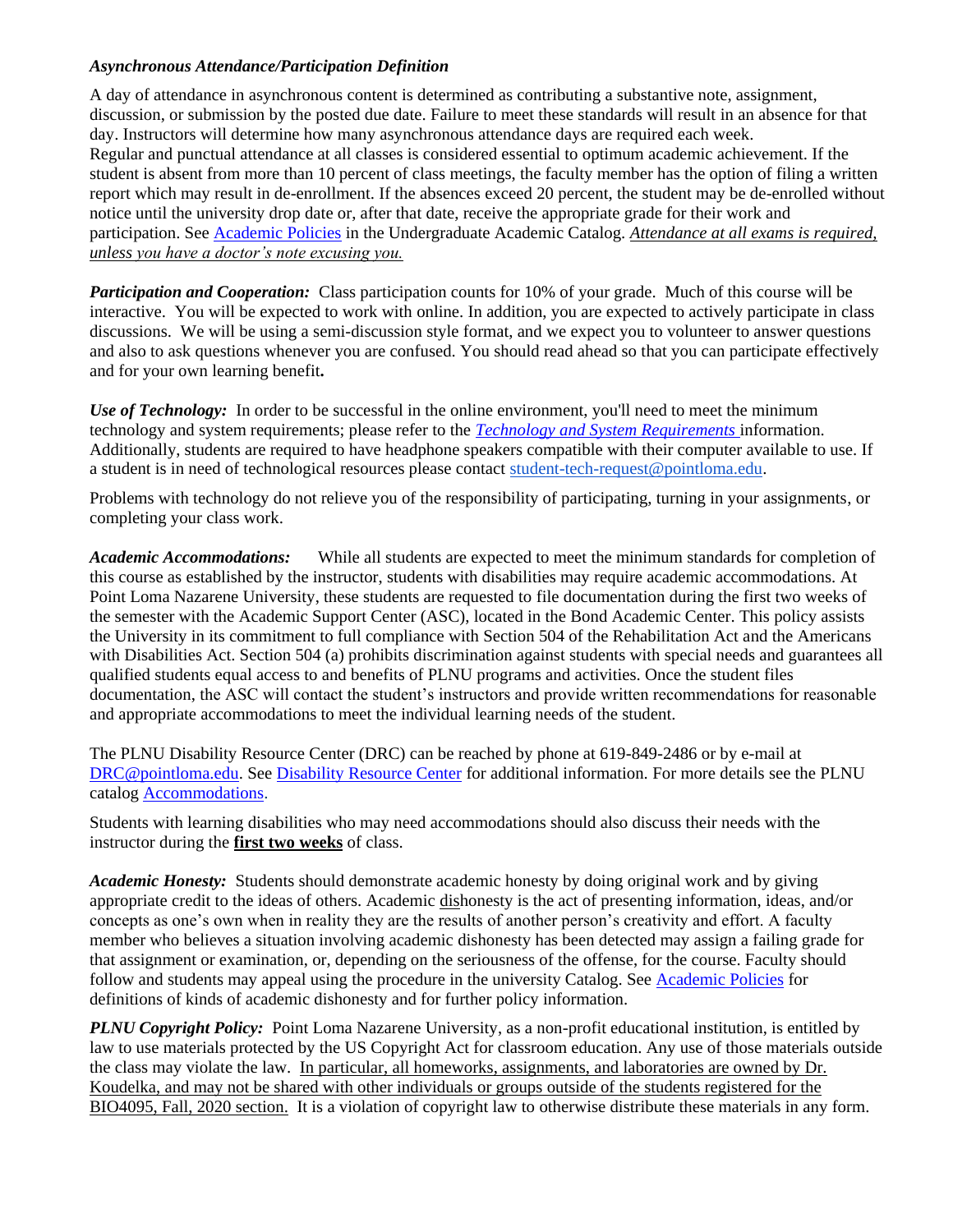***Asynchronous Attendance/Participation Definition***

A day of attendance in asynchronous content is determined as contributing a substantive note, assignment, discussion, or submission by the posted due date. Failure to meet these standards will result in an absence for that day. Instructors will determine how many asynchronous attendance days are required each week.
Regular and punctual attendance at all classes is considered essential to optimum academic achievement. If the student is absent from more than 10 percent of class meetings, the faculty member has the option of filing a written report which may result in de-enrollment. If the absences exceed 20 percent, the student may be de-enrolled without notice until the university drop date or, after that date, receive the appropriate grade for their work and participation. See Academic Policies in the Undergraduate Academic Catalog. *Attendance at all exams is required, unless you have a doctor's note excusing you.*

***Participation and Cooperation:*** Class participation counts for 10% of your grade. Much of this course will be interactive. You will be expected to work with online. In addition, you are expected to actively participate in class discussions. We will be using a semi-discussion style format, and we expect you to volunteer to answer questions and also to ask questions whenever you are confused. You should read ahead so that you can participate effectively and for your own learning benefit**.**

***Use of Technology:*** In order to be successful in the online environment, you'll need to meet the minimum technology and system requirements; please refer to the *Technology and System Requirements* information. Additionally, students are required to have headphone speakers compatible with their computer available to use. If a student is in need of technological resources please contact student-tech-request@pointloma.edu.

Problems with technology do not relieve you of the responsibility of participating, turning in your assignments, or completing your class work.

***Academic Accommodations:*** While all students are expected to meet the minimum standards for completion of this course as established by the instructor, students with disabilities may require academic accommodations. At Point Loma Nazarene University, these students are requested to file documentation during the first two weeks of the semester with the Academic Support Center (ASC), located in the Bond Academic Center. This policy assists the University in its commitment to full compliance with Section 504 of the Rehabilitation Act and the Americans with Disabilities Act. Section 504 (a) prohibits discrimination against students with special needs and guarantees all qualified students equal access to and benefits of PLNU programs and activities. Once the student files documentation, the ASC will contact the student's instructors and provide written recommendations for reasonable and appropriate accommodations to meet the individual learning needs of the student.

The PLNU Disability Resource Center (DRC) can be reached by phone at 619-849-2486 or by e-mail at DRC@pointloma.edu. See Disability Resource Center for additional information. For more details see the PLNU catalog Accommodations.

Students with learning disabilities who may need accommodations should also discuss their needs with the instructor during the **first two weeks** of class.

***Academic Honesty:*** Students should demonstrate academic honesty by doing original work and by giving appropriate credit to the ideas of others. Academic dishonesty is the act of presenting information, ideas, and/or concepts as one's own when in reality they are the results of another person's creativity and effort. A faculty member who believes a situation involving academic dishonesty has been detected may assign a failing grade for that assignment or examination, or, depending on the seriousness of the offense, for the course. Faculty should follow and students may appeal using the procedure in the university Catalog. See Academic Policies for definitions of kinds of academic dishonesty and for further policy information.

***PLNU Copyright Policy:*** Point Loma Nazarene University, as a non-profit educational institution, is entitled by law to use materials protected by the US Copyright Act for classroom education. Any use of those materials outside the class may violate the law. In particular, all homeworks, assignments, and laboratories are owned by Dr. Koudelka, and may not be shared with other individuals or groups outside of the students registered for the BIO4095, Fall, 2020 section. It is a violation of copyright law to otherwise distribute these materials in any form.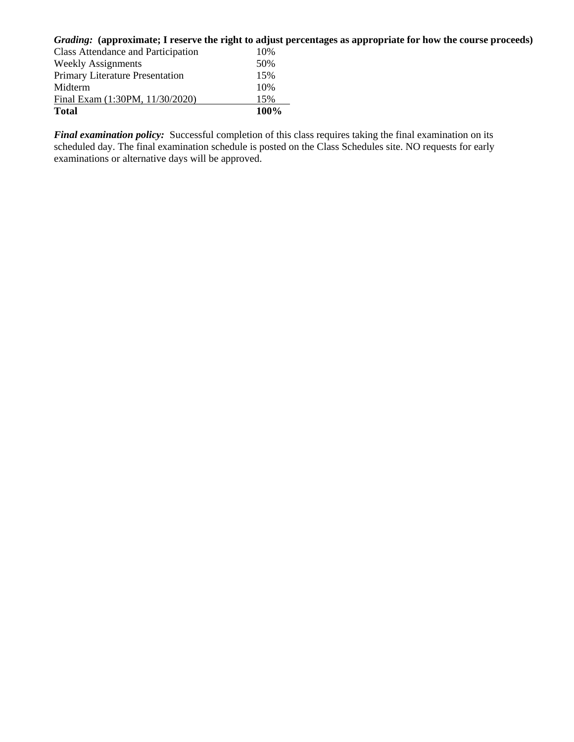***Grading:*** **(approximate; I reserve the right to adjust percentages as appropriate for how the course proceeds)**

| | |
|---|---|
| Class Attendance and Participation | 10% |
| Weekly Assignments | 50% |
| Primary Literature Presentation | 15% |
| Midterm | 10% |
| Final Exam (1:30PM, 11/30/2020) | 15% |
| **Total** | **100%** |

***Final examination policy:*** Successful completion of this class requires taking the final examination on its scheduled day. The final examination schedule is posted on the Class Schedules site. NO requests for early examinations or alternative days will be approved.